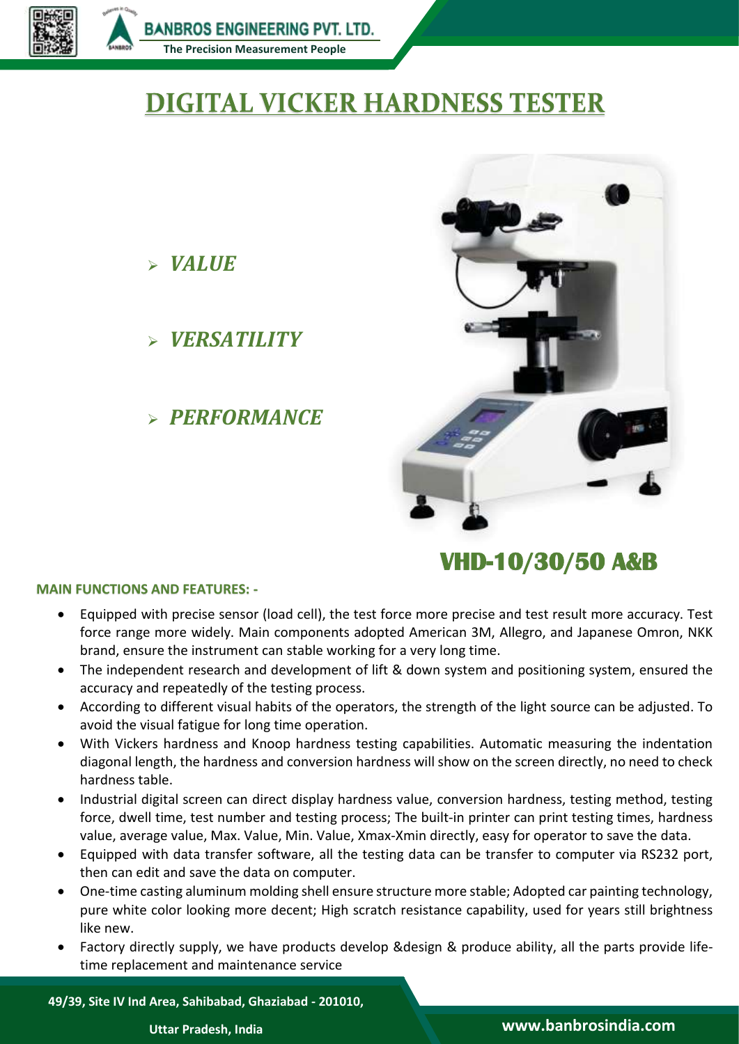# DIGITAL VICKER HARDNESS TESTER

- ***VALUE***
- ***VERSATILITY***
- ***PERFORMANCE***

## VHD-10/30/50 A&B

**MAIN FUNCTIONS AND FEATURES: -**

- Equipped with precise sensor (load cell), the test force more precise and test result more accuracy. Test force range more widely. Main components adopted American 3M, Allegro, and Japanese Omron, NKK brand, ensure the instrument can stable working for a very long time.
- The independent research and development of lift & down system and positioning system, ensured the accuracy and repeatedly of the testing process.
- According to different visual habits of the operators, the strength of the light source can be adjusted. To avoid the visual fatigue for long time operation.
- With Vickers hardness and Knoop hardness testing capabilities. Automatic measuring the indentation diagonal length, the hardness and conversion hardness will show on the screen directly, no need to check hardness table.
- Industrial digital screen can direct display hardness value, conversion hardness, testing method, testing force, dwell time, test number and testing process; The built-in printer can print testing times, hardness value, average value, Max. Value, Min. Value, Xmax-Xmin directly, easy for operator to save the data.
- Equipped with data transfer software, all the testing data can be transfer to computer via RS232 port, then can edit and save the data on computer.
- One-time casting aluminum molding shell ensure structure more stable; Adopted car painting technology, pure white color looking more decent; High scratch resistance capability, used for years still brightness like new.
- Factory directly supply, we have products develop &design & produce ability, all the parts provide life-time replacement and maintenance service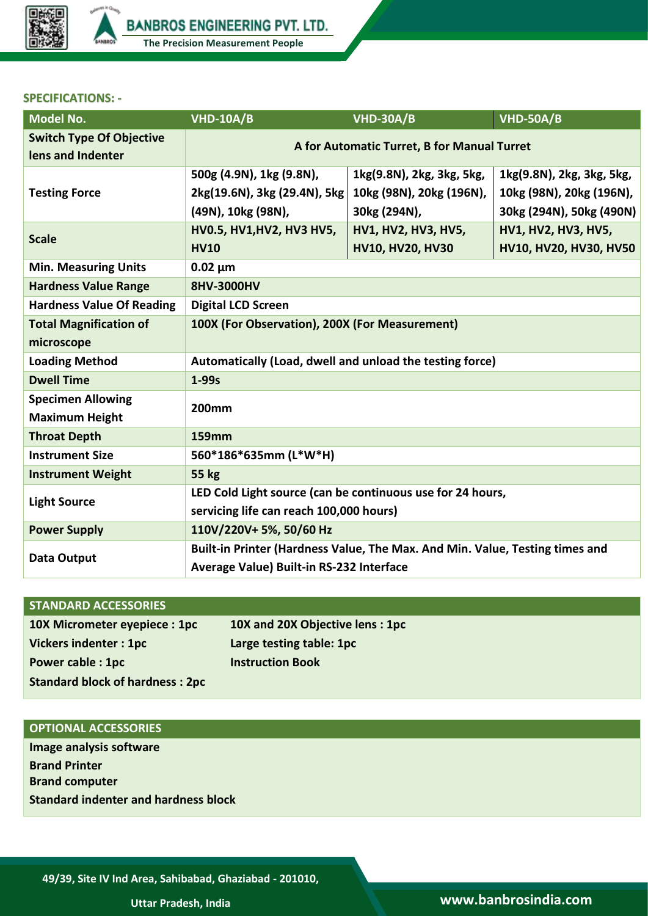## SPECIFICATIONS: -

| Model No. | VHD-10A/B | VHD-30A/B | VHD-50A/B |
|---|---|---|---|
| Switch Type Of Objective lens and Indenter | A for Automatic Turret, B for Manual Turret | | |
| Testing Force | 500g (4.9N), 1kg (9.8N), 2kg(19.6N), 3kg (29.4N), 5kg (49N), 10kg (98N), | 1kg(9.8N), 2kg, 3kg, 5kg, 10kg (98N), 20kg (196N), 30kg (294N), | 1kg(9.8N), 2kg, 3kg, 5kg, 10kg (98N), 20kg (196N), 30kg (294N), 50kg (490N) |
| Scale | HV0.5, HV1,HV2, HV3 HV5, HV10 | HV1, HV2, HV3, HV5, HV10, HV20, HV30 | HV1, HV2, HV3, HV5, HV10, HV20, HV30, HV50 |
| Min. Measuring Units | 0.02 µm | | |
| Hardness Value Range | 8HV-3000HV | | |
| Hardness Value Of Reading | Digital LCD Screen | | |
| Total Magnification of microscope | 100X (For Observation), 200X (For Measurement) | | |
| Loading Method | Automatically (Load, dwell and unload the testing force) | | |
| Dwell Time | 1-99s | | |
| Specimen Allowing Maximum Height | 200mm | | |
| Throat Depth | 159mm | | |
| Instrument Size | 560*186*635mm (L*W*H) | | |
| Instrument Weight | 55 kg | | |
| Light Source | LED Cold Light source (can be continuous use for 24 hours, servicing life can reach 100,000 hours) | | |
| Power Supply | 110V/220V+ 5%, 50/60 Hz | | |
| Data Output | Built-in Printer (Hardness Value, The Max. And Min. Value, Testing times and Average Value) Built-in RS-232 Interface | | |

## STANDARD ACCESSORIES

- 10X Micrometer eyepiece : 1pc
- Vickers indenter : 1pc
- Power cable : 1pc
- Standard block of hardness : 2pc
- 10X and 20X Objective lens : 1pc
- Large testing table: 1pc
- Instruction Book

## OPTIONAL ACCESSORIES

- Image analysis software
- Brand Printer
- Brand computer
- Standard indenter and hardness block